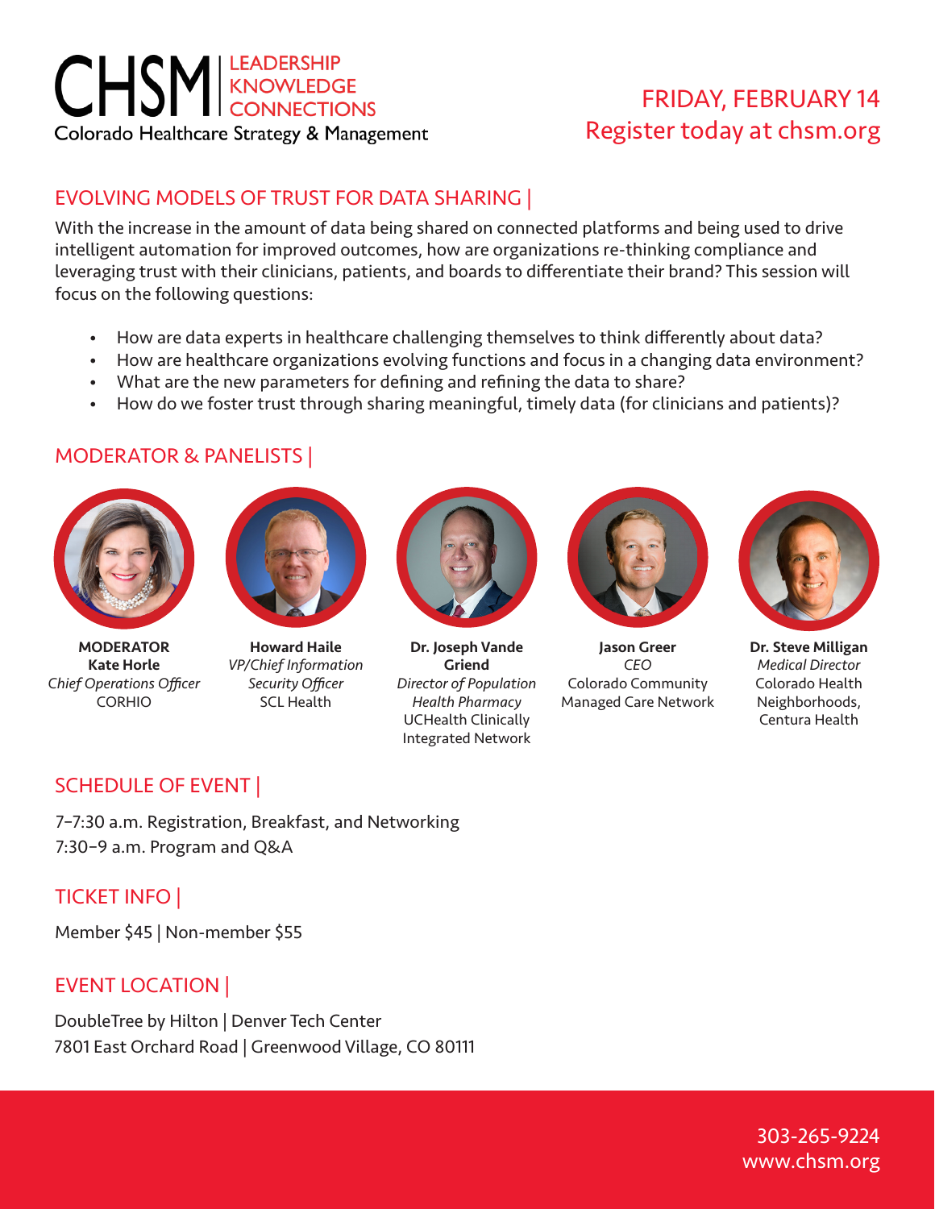# CHSM | LEADERSHIP KNOWLEDGE CONNECTIONS

Colorado Healthcare Strategy & Management

FRIDAY, FEBRUARY 14
Register today at chsm.org

## EVOLVING MODELS OF TRUST FOR DATA SHARING |

With the increase in the amount of data being shared on connected platforms and being used to drive intelligent automation for improved outcomes, how are organizations re-thinking compliance and leveraging trust with their clinicians, patients, and boards to differentiate their brand? This session will focus on the following questions:

- How are data experts in healthcare challenging themselves to think differently about data?
- How are healthcare organizations evolving functions and focus in a changing data environment?
- What are the new parameters for defining and refining the data to share?
- How do we foster trust through sharing meaningful, timely data (for clinicians and patients)?

## MODERATOR & PANELISTS |

**MODERATOR**
**Kate Horle**
*Chief Operations Officer*
CORHIO

**Howard Haile**
*VP/Chief Information Security Officer*
SCL Health

**Dr. Joseph Vande Griend**
*Director of Population Health Pharmacy*
UCHealth Clinically Integrated Network

**Jason Greer**
*CEO*
Colorado Community Managed Care Network

**Dr. Steve Milligan**
*Medical Director*
Colorado Health Neighborhoods, Centura Health

## SCHEDULE OF EVENT |

7–7:30 a.m. Registration, Breakfast, and Networking
7:30–9 a.m. Program and Q&A

## TICKET INFO |

Member $45 | Non-member $55

## EVENT LOCATION |

DoubleTree by Hilton | Denver Tech Center
7801 East Orchard Road | Greenwood Village, CO 80111

303-265-9224
www.chsm.org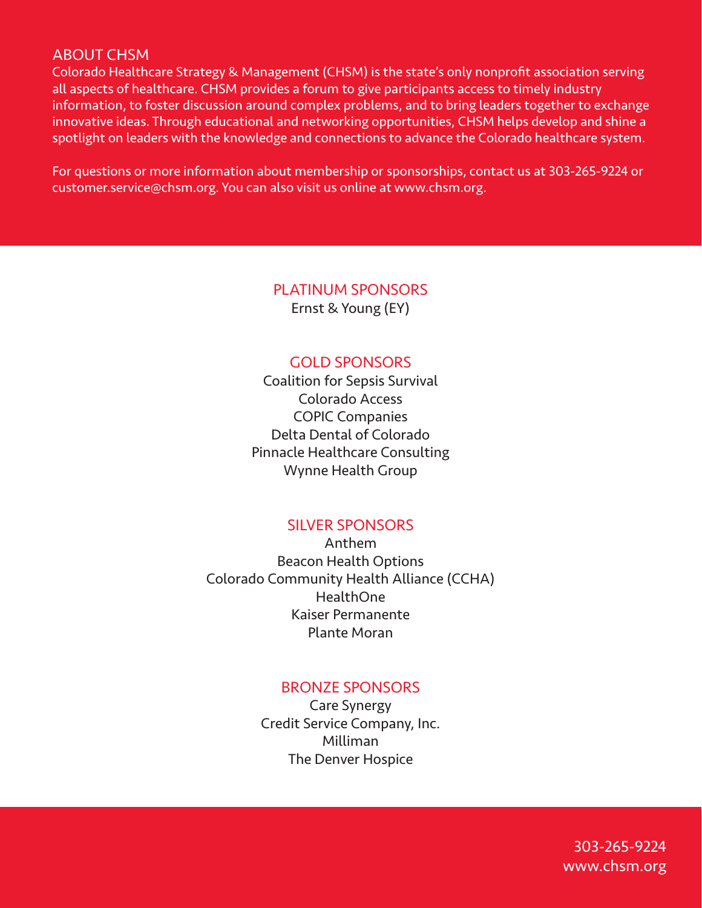## ABOUT CHSM

Colorado Healthcare Strategy & Management (CHSM) is the state's only nonprofit association serving all aspects of healthcare. CHSM provides a forum to give participants access to timely industry information, to foster discussion around complex problems, and to bring leaders together to exchange innovative ideas. Through educational and networking opportunities, CHSM helps develop and shine a spotlight on leaders with the knowledge and connections to advance the Colorado healthcare system.

For questions or more information about membership or sponsorships, contact us at 303-265-9224 or customer.service@chsm.org. You can also visit us online at www.chsm.org.

### PLATINUM SPONSORS

Ernst & Young (EY)

### GOLD SPONSORS

Coalition for Sepsis Survival
Colorado Access
COPIC Companies
Delta Dental of Colorado
Pinnacle Healthcare Consulting
Wynne Health Group

### SILVER SPONSORS

Anthem
Beacon Health Options
Colorado Community Health Alliance (CCHA)
HealthOne
Kaiser Permanente
Plante Moran

### BRONZE SPONSORS

Care Synergy
Credit Service Company, Inc.
Milliman
The Denver Hospice

303-265-9224
www.chsm.org